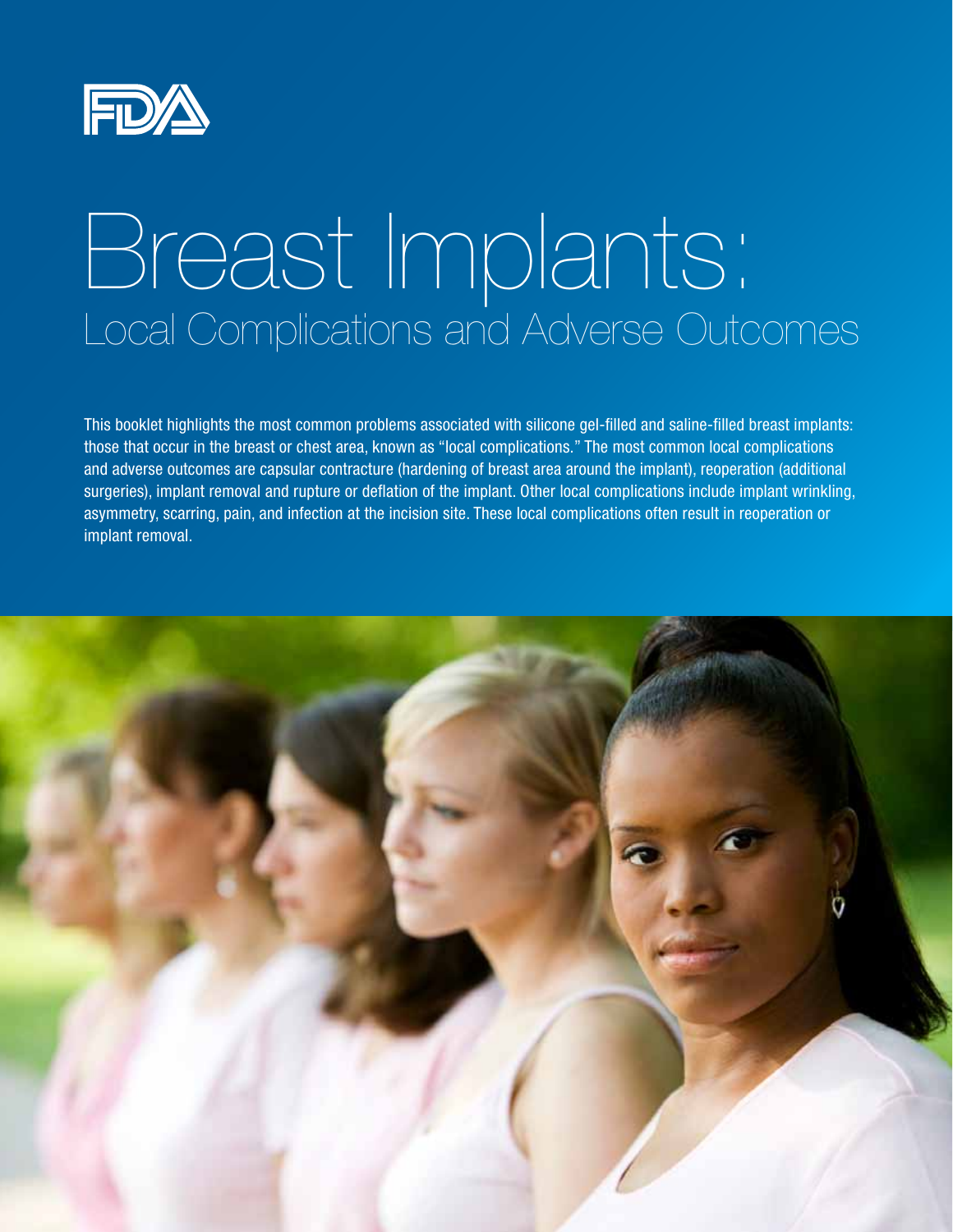FDA

# Breast Implants:

## Local Complications and Adverse Outcomes

This booklet highlights the most common problems associated with silicone gel-filled and saline-filled breast implants: those that occur in the breast or chest area, known as "local complications." The most common local complications and adverse outcomes are capsular contracture (hardening of breast area around the implant), reoperation (additional surgeries), implant removal and rupture or deflation of the implant. Other local complications include implant wrinkling, asymmetry, scarring, pain, and infection at the incision site. These local complications often result in reoperation or implant removal.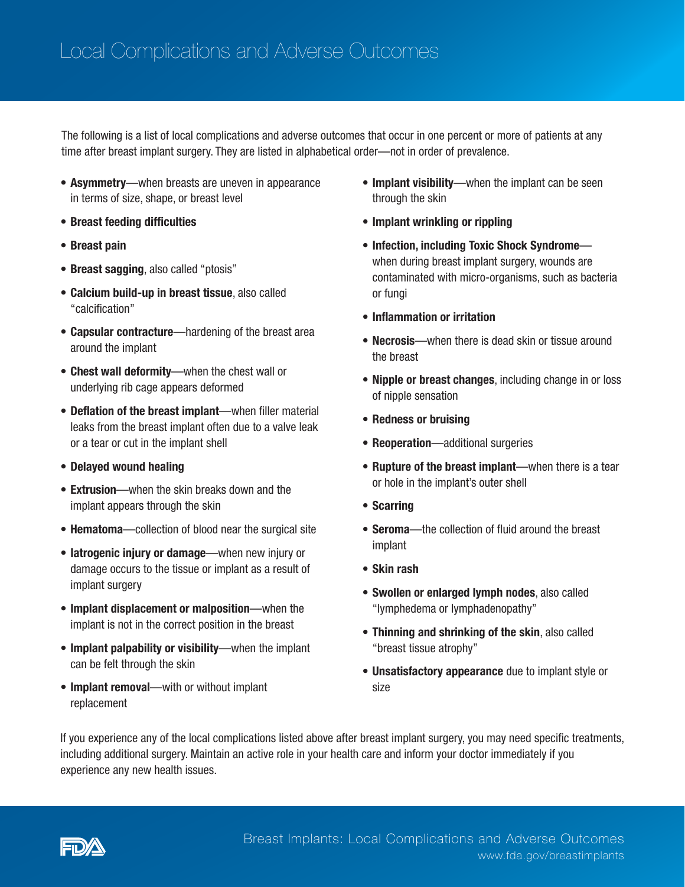# Local Complications and Adverse Outcomes

The following is a list of local complications and adverse outcomes that occur in one percent or more of patients at any time after breast implant surgery. They are listed in alphabetical order—not in order of prevalence.

- **Asymmetry**—when breasts are uneven in appearance in terms of size, shape, or breast level
- **Breast feeding difficulties**
- **Breast pain**
- **Breast sagging**, also called "ptosis"
- **Calcium build-up in breast tissue**, also called "calcification"
- **Capsular contracture**—hardening of the breast area around the implant
- **Chest wall deformity**—when the chest wall or underlying rib cage appears deformed
- **Deflation of the breast implant**—when filler material leaks from the breast implant often due to a valve leak or a tear or cut in the implant shell
- **Delayed wound healing**
- **Extrusion**—when the skin breaks down and the implant appears through the skin
- **Hematoma**—collection of blood near the surgical site
- **Iatrogenic injury or damage**—when new injury or damage occurs to the tissue or implant as a result of implant surgery
- **Implant displacement or malposition**—when the implant is not in the correct position in the breast
- **Implant palpability or visibility**—when the implant can be felt through the skin
- **Implant removal**—with or without implant replacement
- **Implant visibility**—when the implant can be seen through the skin
- **Implant wrinkling or rippling**
- **Infection, including Toxic Shock Syndrome**—when during breast implant surgery, wounds are contaminated with micro-organisms, such as bacteria or fungi
- **Inflammation or irritation**
- **Necrosis**—when there is dead skin or tissue around the breast
- **Nipple or breast changes**, including change in or loss of nipple sensation
- **Redness or bruising**
- **Reoperation**—additional surgeries
- **Rupture of the breast implant**—when there is a tear or hole in the implant's outer shell
- **Scarring**
- **Seroma**—the collection of fluid around the breast implant
- **Skin rash**
- **Swollen or enlarged lymph nodes**, also called "lymphedema or lymphadenopathy"
- **Thinning and shrinking of the skin**, also called "breast tissue atrophy"
- **Unsatisfactory appearance** due to implant style or size

If you experience any of the local complications listed above after breast implant surgery, you may need specific treatments, including additional surgery. Maintain an active role in your health care and inform your doctor immediately if you experience any new health issues.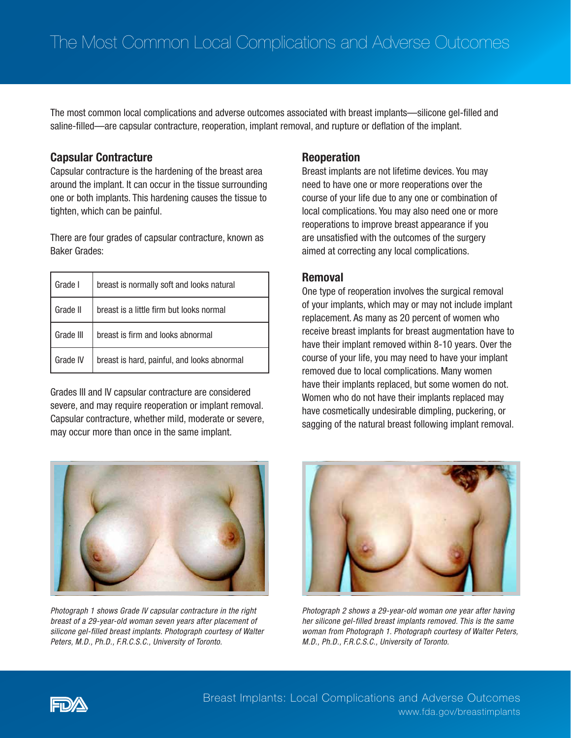# The Most Common Local Complications and Adverse Outcomes

The most common local complications and adverse outcomes associated with breast implants—silicone gel-filled and saline-filled—are capsular contracture, reoperation, implant removal, and rupture or deflation of the implant.

## Capsular Contracture

Capsular contracture is the hardening of the breast area around the implant. It can occur in the tissue surrounding one or both implants. This hardening causes the tissue to tighten, which can be painful.

There are four grades of capsular contracture, known as Baker Grades:

| Grade | Description |
|---|---|
| Grade I | breast is normally soft and looks natural |
| Grade II | breast is a little firm but looks normal |
| Grade III | breast is firm and looks abnormal |
| Grade IV | breast is hard, painful, and looks abnormal |

Grades III and IV capsular contracture are considered severe, and may require reoperation or implant removal. Capsular contracture, whether mild, moderate or severe, may occur more than once in the same implant.

## Reoperation

Breast implants are not lifetime devices. You may need to have one or more reoperations over the course of your life due to any one or combination of local complications. You may also need one or more reoperations to improve breast appearance if you are unsatisfied with the outcomes of the surgery aimed at correcting any local complications.

## Removal

One type of reoperation involves the surgical removal of your implants, which may or may not include implant replacement. As many as 20 percent of women who receive breast implants for breast augmentation have to have their implant removed within 8-10 years. Over the course of your life, you may need to have your implant removed due to local complications. Many women have their implants replaced, but some women do not. Women who do not have their implants replaced may have cosmetically undesirable dimpling, puckering, or sagging of the natural breast following implant removal.

*Photograph 1 shows Grade IV capsular contracture in the right breast of a 29-year-old woman seven years after placement of silicone gel-filled breast implants. Photograph courtesy of Walter Peters, M.D., Ph.D., F.R.C.S.C., University of Toronto.*

*Photograph 2 shows a 29-year-old woman one year after having her silicone gel-filled breast implants removed. This is the same woman from Photograph 1. Photograph courtesy of Walter Peters, M.D., Ph.D., F.R.C.S.C., University of Toronto.*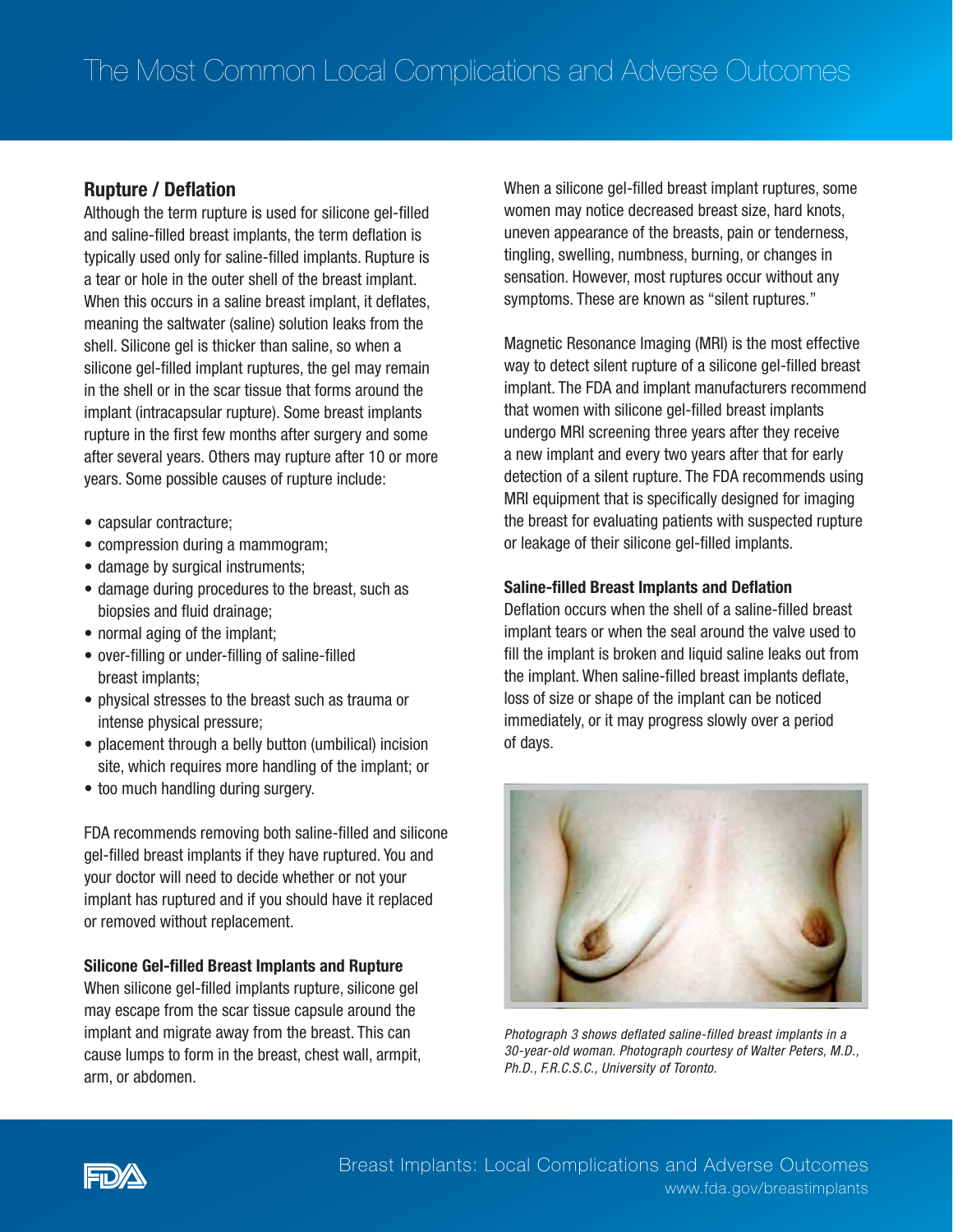# The Most Common Local Complications and Adverse Outcomes

## Rupture / Deflation

Although the term rupture is used for silicone gel-filled and saline-filled breast implants, the term deflation is typically used only for saline-filled implants. Rupture is a tear or hole in the outer shell of the breast implant. When this occurs in a saline breast implant, it deflates, meaning the saltwater (saline) solution leaks from the shell. Silicone gel is thicker than saline, so when a silicone gel-filled implant ruptures, the gel may remain in the shell or in the scar tissue that forms around the implant (intracapsular rupture). Some breast implants rupture in the first few months after surgery and some after several years. Others may rupture after 10 or more years. Some possible causes of rupture include:

- capsular contracture;
- compression during a mammogram;
- damage by surgical instruments;
- damage during procedures to the breast, such as biopsies and fluid drainage;
- normal aging of the implant;
- over-filling or under-filling of saline-filled breast implants;
- physical stresses to the breast such as trauma or intense physical pressure;
- placement through a belly button (umbilical) incision site, which requires more handling of the implant; or
- too much handling during surgery.

FDA recommends removing both saline-filled and silicone gel-filled breast implants if they have ruptured. You and your doctor will need to decide whether or not your implant has ruptured and if you should have it replaced or removed without replacement.

### Silicone Gel-filled Breast Implants and Rupture

When silicone gel-filled implants rupture, silicone gel may escape from the scar tissue capsule around the implant and migrate away from the breast. This can cause lumps to form in the breast, chest wall, armpit, arm, or abdomen.

When a silicone gel-filled breast implant ruptures, some women may notice decreased breast size, hard knots, uneven appearance of the breasts, pain or tenderness, tingling, swelling, numbness, burning, or changes in sensation. However, most ruptures occur without any symptoms. These are known as "silent ruptures."

Magnetic Resonance Imaging (MRI) is the most effective way to detect silent rupture of a silicone gel-filled breast implant. The FDA and implant manufacturers recommend that women with silicone gel-filled breast implants undergo MRI screening three years after they receive a new implant and every two years after that for early detection of a silent rupture. The FDA recommends using MRI equipment that is specifically designed for imaging the breast for evaluating patients with suspected rupture or leakage of their silicone gel-filled implants.

### Saline-filled Breast Implants and Deflation

Deflation occurs when the shell of a saline-filled breast implant tears or when the seal around the valve used to fill the implant is broken and liquid saline leaks out from the implant. When saline-filled breast implants deflate, loss of size or shape of the implant can be noticed immediately, or it may progress slowly over a period of days.

*Photograph 3 shows deflated saline-filled breast implants in a 30-year-old woman. Photograph courtesy of Walter Peters, M.D., Ph.D., F.R.C.S.C., University of Toronto.*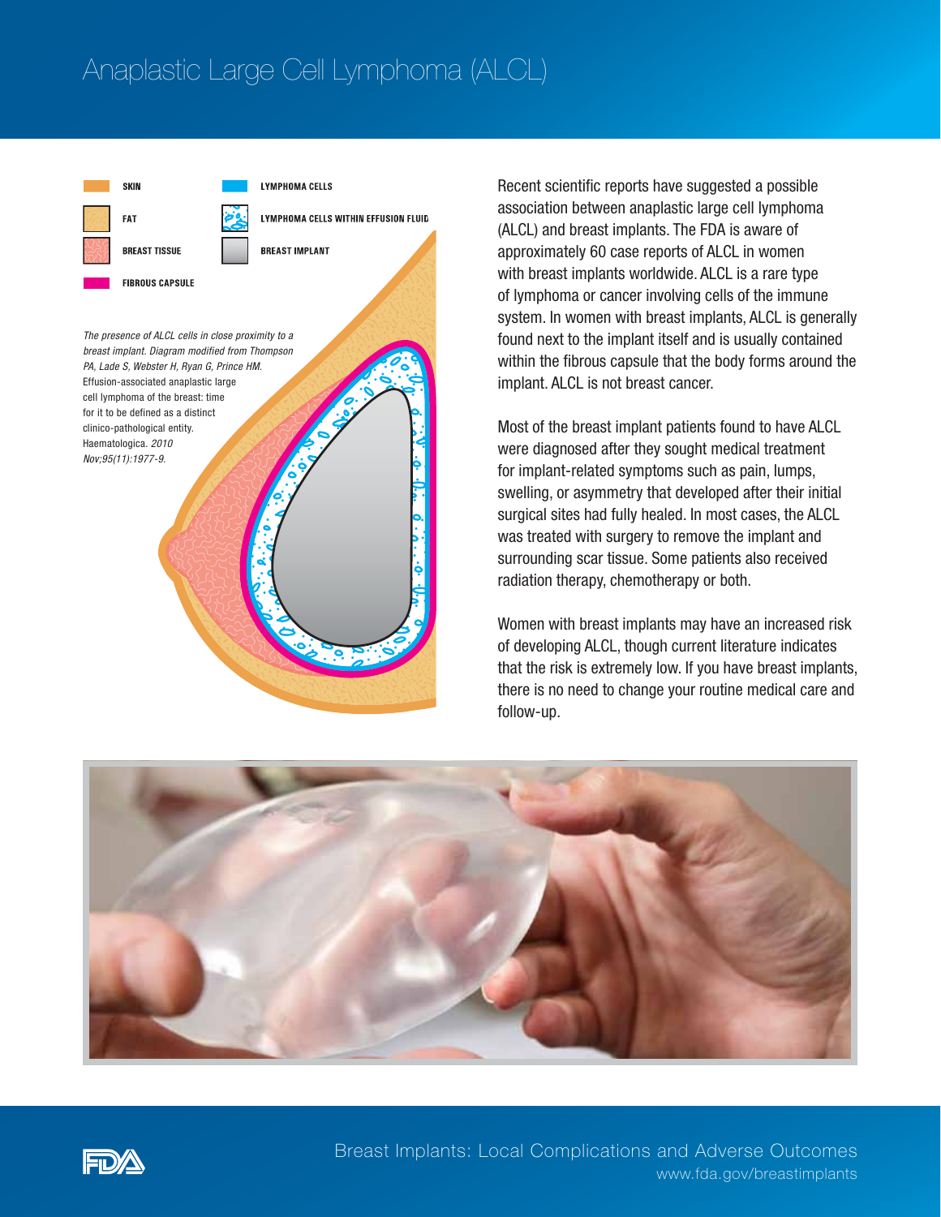# Anaplastic Large Cell Lymphoma (ALCL)

SKIN
FAT
BREAST TISSUE
FIBROUS CAPSULE
LYMPHOMA CELLS
LYMPHOMA CELLS WITHIN EFFUSION FLUID
BREAST IMPLANT

*The presence of ALCL cells in close proximity to a breast implant. Diagram modified from Thompson PA, Lade S, Webster H, Ryan G, Prince HM.* Effusion-associated anaplastic large cell lymphoma of the breast: time for it to be defined as a distinct clinico-pathological entity. Haematologica. *2010 Nov;95(11):1977-9.*

Recent scientific reports have suggested a possible association between anaplastic large cell lymphoma (ALCL) and breast implants. The FDA is aware of approximately 60 case reports of ALCL in women with breast implants worldwide. ALCL is a rare type of lymphoma or cancer involving cells of the immune system. In women with breast implants, ALCL is generally found next to the implant itself and is usually contained within the fibrous capsule that the body forms around the implant. ALCL is not breast cancer.

Most of the breast implant patients found to have ALCL were diagnosed after they sought medical treatment for implant-related symptoms such as pain, lumps, swelling, or asymmetry that developed after their initial surgical sites had fully healed. In most cases, the ALCL was treated with surgery to remove the implant and surrounding scar tissue. Some patients also received radiation therapy, chemotherapy or both.

Women with breast implants may have an increased risk of developing ALCL, though current literature indicates that the risk is extremely low. If you have breast implants, there is no need to change your routine medical care and follow-up.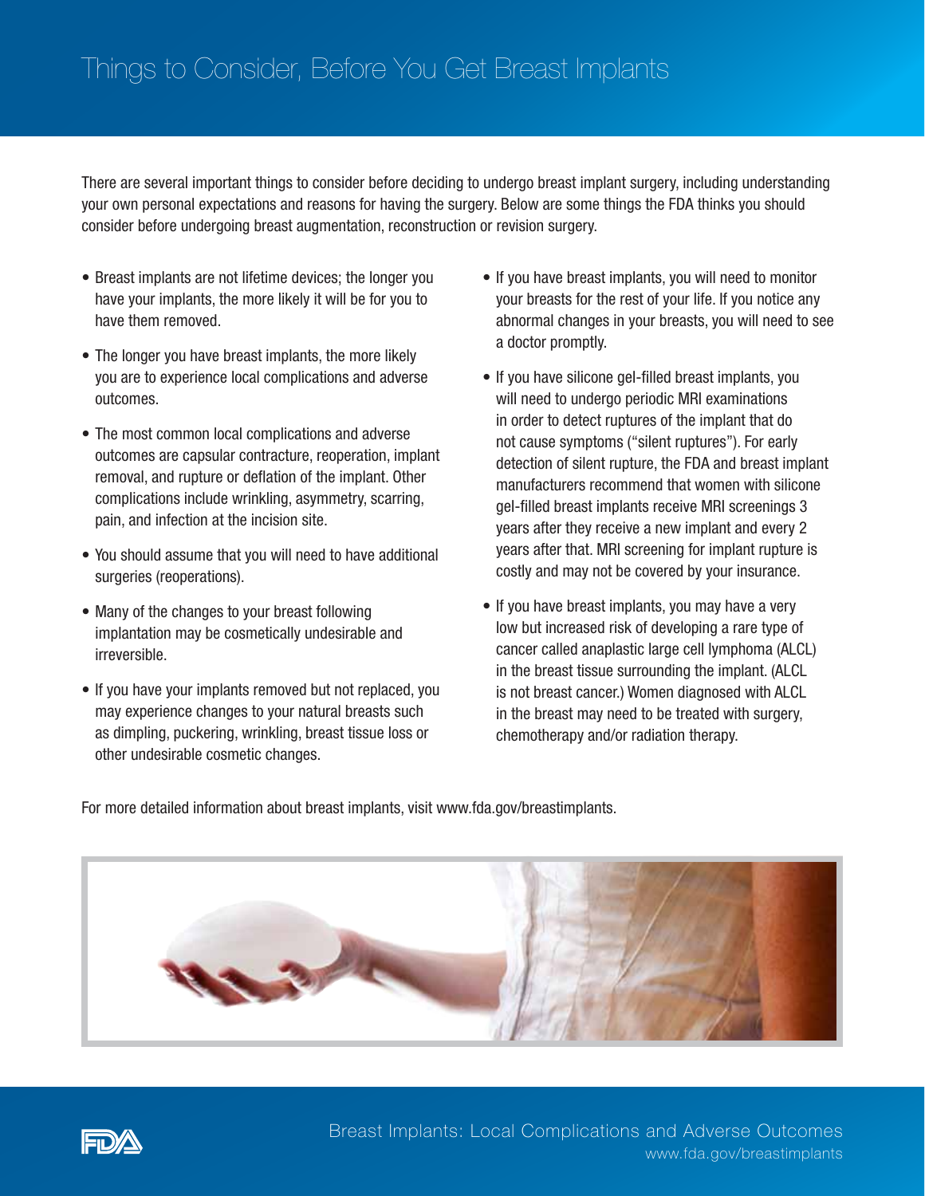# Things to Consider, Before You Get Breast Implants

There are several important things to consider before deciding to undergo breast implant surgery, including understanding your own personal expectations and reasons for having the surgery. Below are some things the FDA thinks you should consider before undergoing breast augmentation, reconstruction or revision surgery.

- Breast implants are not lifetime devices; the longer you have your implants, the more likely it will be for you to have them removed.
- The longer you have breast implants, the more likely you are to experience local complications and adverse outcomes.
- The most common local complications and adverse outcomes are capsular contracture, reoperation, implant removal, and rupture or deflation of the implant. Other complications include wrinkling, asymmetry, scarring, pain, and infection at the incision site.
- You should assume that you will need to have additional surgeries (reoperations).
- Many of the changes to your breast following implantation may be cosmetically undesirable and irreversible.
- If you have your implants removed but not replaced, you may experience changes to your natural breasts such as dimpling, puckering, wrinkling, breast tissue loss or other undesirable cosmetic changes.
- If you have breast implants, you will need to monitor your breasts for the rest of your life. If you notice any abnormal changes in your breasts, you will need to see a doctor promptly.
- If you have silicone gel-filled breast implants, you will need to undergo periodic MRI examinations in order to detect ruptures of the implant that do not cause symptoms ("silent ruptures"). For early detection of silent rupture, the FDA and breast implant manufacturers recommend that women with silicone gel-filled breast implants receive MRI screenings 3 years after they receive a new implant and every 2 years after that. MRI screening for implant rupture is costly and may not be covered by your insurance.
- If you have breast implants, you may have a very low but increased risk of developing a rare type of cancer called anaplastic large cell lymphoma (ALCL) in the breast tissue surrounding the implant. (ALCL is not breast cancer.) Women diagnosed with ALCL in the breast may need to be treated with surgery, chemotherapy and/or radiation therapy.

For more detailed information about breast implants, visit www.fda.gov/breastimplants.